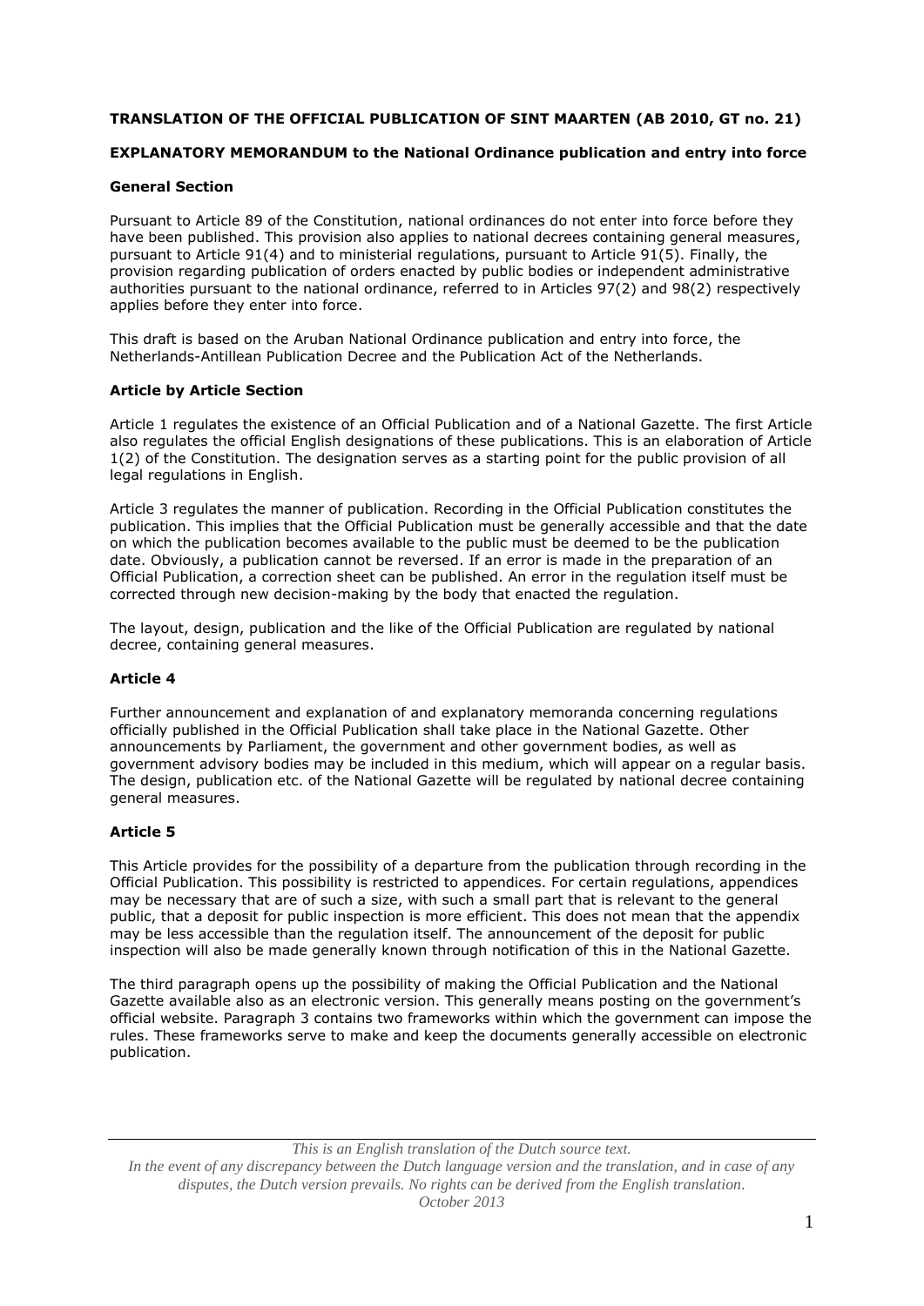**TRANSLATION OF THE OFFICIAL PUBLICATION OF SINT MAARTEN (AB 2010, GT no. 21)**

**EXPLANATORY MEMORANDUM to the National Ordinance publication and entry into force**

**General Section**

Pursuant to Article 89 of the Constitution, national ordinances do not enter into force before they have been published. This provision also applies to national decrees containing general measures, pursuant to Article 91(4) and to ministerial regulations, pursuant to Article 91(5). Finally, the provision regarding publication of orders enacted by public bodies or independent administrative authorities pursuant to the national ordinance, referred to in Articles 97(2) and 98(2) respectively applies before they enter into force.

This draft is based on the Aruban National Ordinance publication and entry into force, the Netherlands-Antillean Publication Decree and the Publication Act of the Netherlands.

**Article by Article Section**

Article 1 regulates the existence of an Official Publication and of a National Gazette. The first Article also regulates the official English designations of these publications. This is an elaboration of Article 1(2) of the Constitution. The designation serves as a starting point for the public provision of all legal regulations in English.

Article 3 regulates the manner of publication. Recording in the Official Publication constitutes the publication. This implies that the Official Publication must be generally accessible and that the date on which the publication becomes available to the public must be deemed to be the publication date. Obviously, a publication cannot be reversed. If an error is made in the preparation of an Official Publication, a correction sheet can be published. An error in the regulation itself must be corrected through new decision-making by the body that enacted the regulation.

The layout, design, publication and the like of the Official Publication are regulated by national decree, containing general measures.

**Article 4**

Further announcement and explanation of and explanatory memoranda concerning regulations officially published in the Official Publication shall take place in the National Gazette. Other announcements by Parliament, the government and other government bodies, as well as government advisory bodies may be included in this medium, which will appear on a regular basis. The design, publication etc. of the National Gazette will be regulated by national decree containing general measures.

**Article 5**

This Article provides for the possibility of a departure from the publication through recording in the Official Publication. This possibility is restricted to appendices. For certain regulations, appendices may be necessary that are of such a size, with such a small part that is relevant to the general public, that a deposit for public inspection is more efficient. This does not mean that the appendix may be less accessible than the regulation itself. The announcement of the deposit for public inspection will also be made generally known through notification of this in the National Gazette.

The third paragraph opens up the possibility of making the Official Publication and the National Gazette available also as an electronic version. This generally means posting on the government's official website. Paragraph 3 contains two frameworks within which the government can impose the rules. These frameworks serve to make and keep the documents generally accessible on electronic publication.

*This is an English translation of the Dutch source text.*
*In the event of any discrepancy between the Dutch language version and the translation, and in case of any disputes, the Dutch version prevails. No rights can be derived from the English translation.*
*October 2013*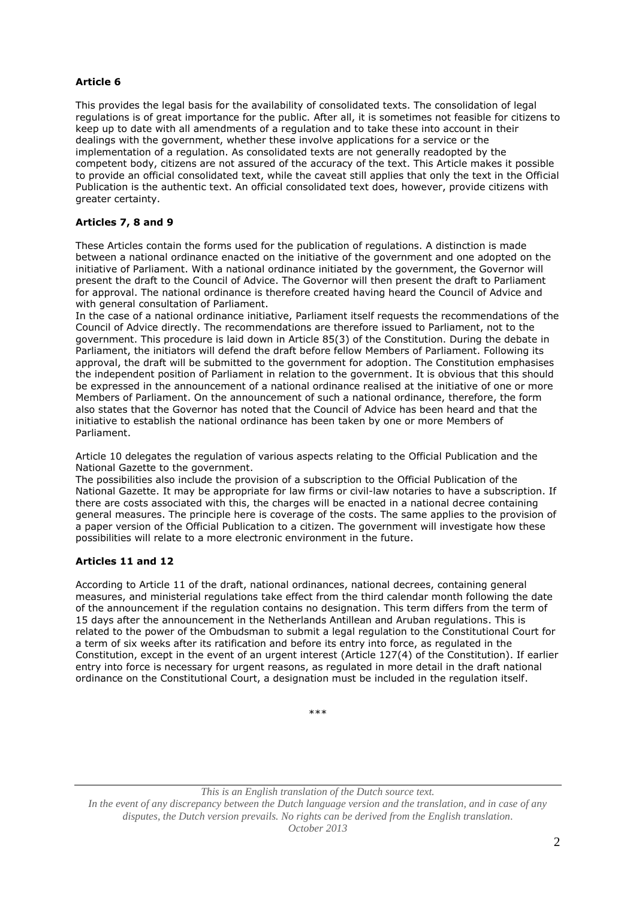**Article 6**

This provides the legal basis for the availability of consolidated texts. The consolidation of legal regulations is of great importance for the public. After all, it is sometimes not feasible for citizens to keep up to date with all amendments of a regulation and to take these into account in their dealings with the government, whether these involve applications for a service or the implementation of a regulation. As consolidated texts are not generally readopted by the competent body, citizens are not assured of the accuracy of the text. This Article makes it possible to provide an official consolidated text, while the caveat still applies that only the text in the Official Publication is the authentic text. An official consolidated text does, however, provide citizens with greater certainty.

**Articles 7, 8 and 9**

These Articles contain the forms used for the publication of regulations. A distinction is made between a national ordinance enacted on the initiative of the government and one adopted on the initiative of Parliament. With a national ordinance initiated by the government, the Governor will present the draft to the Council of Advice. The Governor will then present the draft to Parliament for approval. The national ordinance is therefore created having heard the Council of Advice and with general consultation of Parliament.
In the case of a national ordinance initiative, Parliament itself requests the recommendations of the Council of Advice directly. The recommendations are therefore issued to Parliament, not to the government. This procedure is laid down in Article 85(3) of the Constitution. During the debate in Parliament, the initiators will defend the draft before fellow Members of Parliament. Following its approval, the draft will be submitted to the government for adoption. The Constitution emphasises the independent position of Parliament in relation to the government. It is obvious that this should be expressed in the announcement of a national ordinance realised at the initiative of one or more Members of Parliament. On the announcement of such a national ordinance, therefore, the form also states that the Governor has noted that the Council of Advice has been heard and that the initiative to establish the national ordinance has been taken by one or more Members of Parliament.

Article 10 delegates the regulation of various aspects relating to the Official Publication and the National Gazette to the government.
The possibilities also include the provision of a subscription to the Official Publication of the National Gazette. It may be appropriate for law firms or civil-law notaries to have a subscription. If there are costs associated with this, the charges will be enacted in a national decree containing general measures. The principle here is coverage of the costs. The same applies to the provision of a paper version of the Official Publication to a citizen. The government will investigate how these possibilities will relate to a more electronic environment in the future.

**Articles 11 and 12**

According to Article 11 of the draft, national ordinances, national decrees, containing general measures, and ministerial regulations take effect from the third calendar month following the date of the announcement if the regulation contains no designation. This term differs from the term of 15 days after the announcement in the Netherlands Antillean and Aruban regulations. This is related to the power of the Ombudsman to submit a legal regulation to the Constitutional Court for a term of six weeks after its ratification and before its entry into force, as regulated in the Constitution, except in the event of an urgent interest (Article 127(4) of the Constitution). If earlier entry into force is necessary for urgent reasons, as regulated in more detail in the draft national ordinance on the Constitutional Court, a designation must be included in the regulation itself.

\*\*\*

*This is an English translation of the Dutch source text.*
*In the event of any discrepancy between the Dutch language version and the translation, and in case of any disputes, the Dutch version prevails. No rights can be derived from the English translation.*
*October 2013*